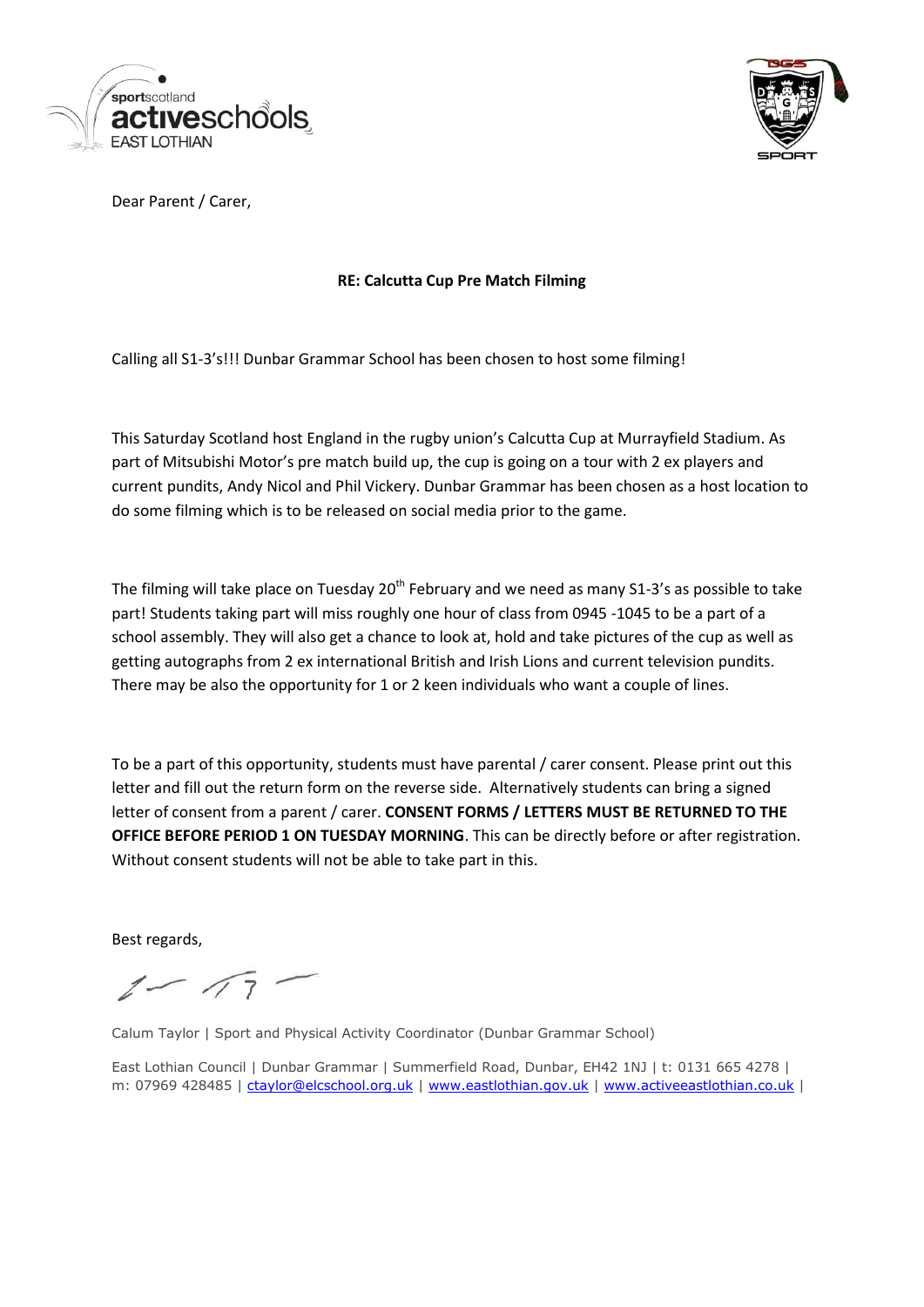Dear Parent / Carer,

**RE: Calcutta Cup Pre Match Filming**

Calling all S1-3's!!! Dunbar Grammar School has been chosen to host some filming!

This Saturday Scotland host England in the rugby union's Calcutta Cup at Murrayfield Stadium. As part of Mitsubishi Motor's pre match build up, the cup is going on a tour with 2 ex players and current pundits, Andy Nicol and Phil Vickery. Dunbar Grammar has been chosen as a host location to do some filming which is to be released on social media prior to the game.

The filming will take place on Tuesday 20th February and we need as many S1-3's as possible to take part! Students taking part will miss roughly one hour of class from 0945 -1045 to be a part of a school assembly. They will also get a chance to look at, hold and take pictures of the cup as well as getting autographs from 2 ex international British and Irish Lions and current television pundits. There may be also the opportunity for 1 or 2 keen individuals who want a couple of lines.

To be a part of this opportunity, students must have parental / carer consent. Please print out this letter and fill out the return form on the reverse side. Alternatively students can bring a signed letter of consent from a parent / carer. **CONSENT FORMS / LETTERS MUST BE RETURNED TO THE OFFICE BEFORE PERIOD 1 ON TUESDAY MORNING**. This can be directly before or after registration. Without consent students will not be able to take part in this.

Best regards,

Calum Taylor | Sport and Physical Activity Coordinator (Dunbar Grammar School)

East Lothian Council | Dunbar Grammar | Summerfield Road, Dunbar, EH42 1NJ | t: 0131 665 4278 | m: 07969 428485 | ctaylor@elcschool.org.uk | www.eastlothian.gov.uk | www.activeeastlothian.co.uk |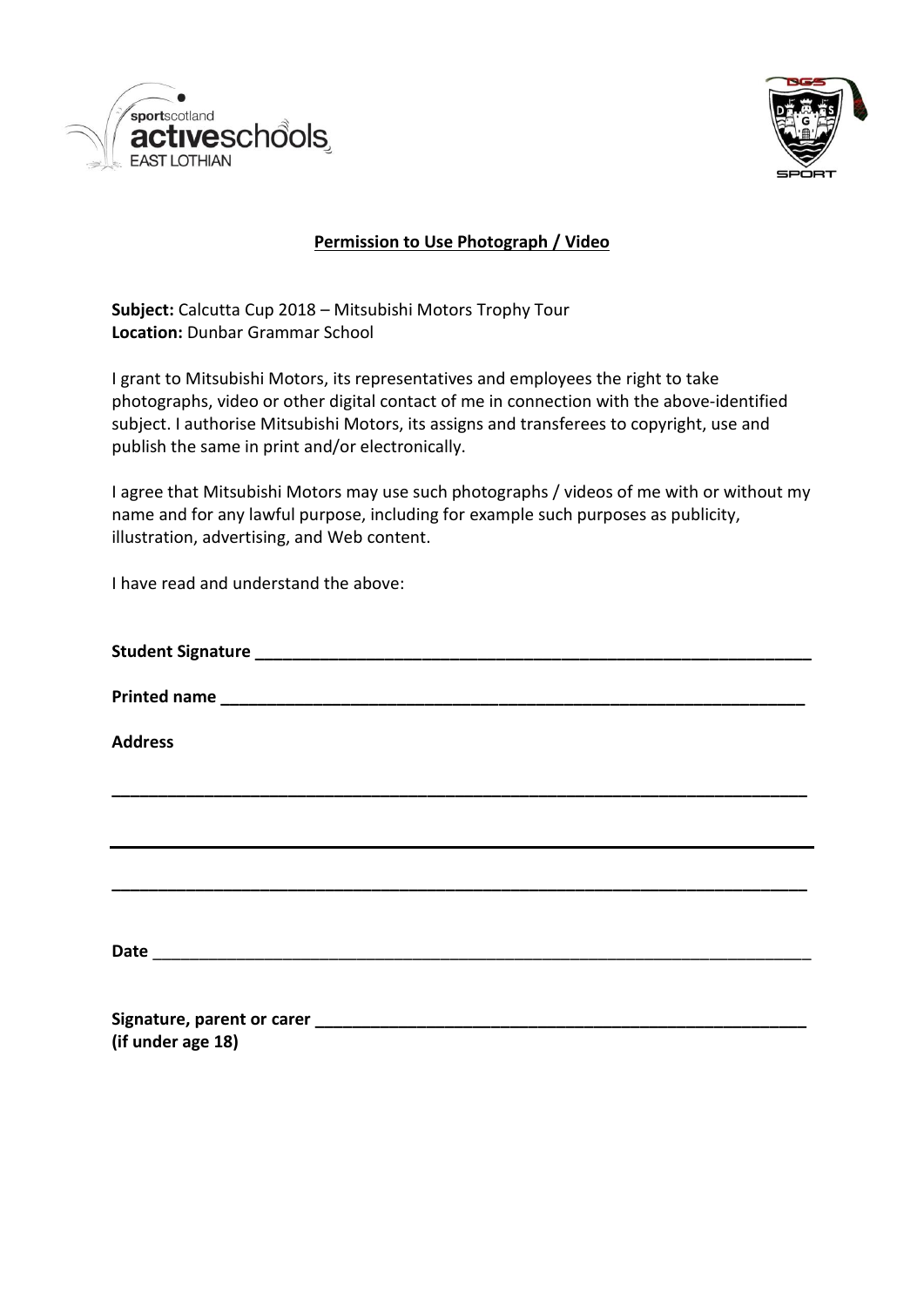**Permission to Use Photograph / Video**

**Subject:** Calcutta Cup 2018 – Mitsubishi Motors Trophy Tour
**Location:** Dunbar Grammar School

I grant to Mitsubishi Motors, its representatives and employees the right to take photographs, video or other digital contact of me in connection with the above-identified subject. I authorise Mitsubishi Motors, its assigns and transferees to copyright, use and publish the same in print and/or electronically.

I agree that Mitsubishi Motors may use such photographs / videos of me with or without my name and for any lawful purpose, including for example such purposes as publicity, illustration, advertising, and Web content.

I have read and understand the above:

**Student Signature** ______________________________________________

**Printed name** ______________________________________________

**Address**

______________________________________________

______________________________________________

______________________________________________

**Date** ______________________________________________

**Signature, parent or carer** ______________________________________________
**(if under age 18)**